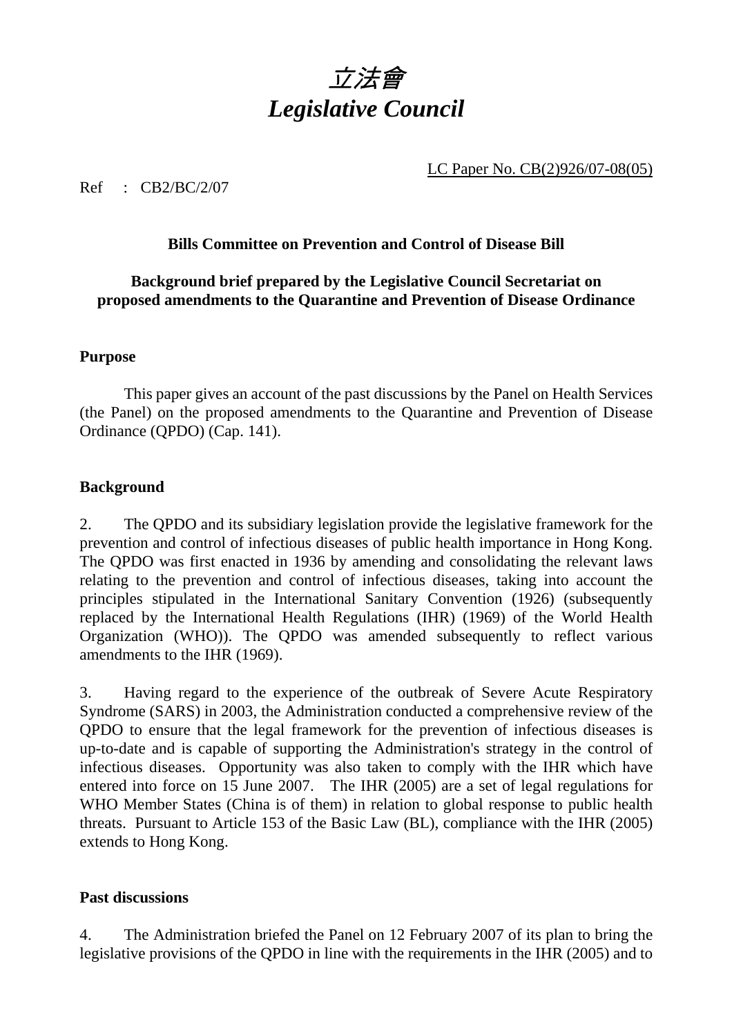# *立法會*
# *Legislative Council*

LC Paper No. CB(2)926/07-08(05)

Ref : CB2/BC/2/07

**Bills Committee on Prevention and Control of Disease Bill**

**Background brief prepared by the Legislative Council Secretariat on proposed amendments to the Quarantine and Prevention of Disease Ordinance**

## Purpose

This paper gives an account of the past discussions by the Panel on Health Services (the Panel) on the proposed amendments to the Quarantine and Prevention of Disease Ordinance (QPDO) (Cap. 141).

## Background

2. The QPDO and its subsidiary legislation provide the legislative framework for the prevention and control of infectious diseases of public health importance in Hong Kong. The QPDO was first enacted in 1936 by amending and consolidating the relevant laws relating to the prevention and control of infectious diseases, taking into account the principles stipulated in the International Sanitary Convention (1926) (subsequently replaced by the International Health Regulations (IHR) (1969) of the World Health Organization (WHO)). The QPDO was amended subsequently to reflect various amendments to the IHR (1969).

3. Having regard to the experience of the outbreak of Severe Acute Respiratory Syndrome (SARS) in 2003, the Administration conducted a comprehensive review of the QPDO to ensure that the legal framework for the prevention of infectious diseases is up-to-date and is capable of supporting the Administration's strategy in the control of infectious diseases. Opportunity was also taken to comply with the IHR which have entered into force on 15 June 2007. The IHR (2005) are a set of legal regulations for WHO Member States (China is of them) in relation to global response to public health threats. Pursuant to Article 153 of the Basic Law (BL), compliance with the IHR (2005) extends to Hong Kong.

## Past discussions

4. The Administration briefed the Panel on 12 February 2007 of its plan to bring the legislative provisions of the QPDO in line with the requirements in the IHR (2005) and to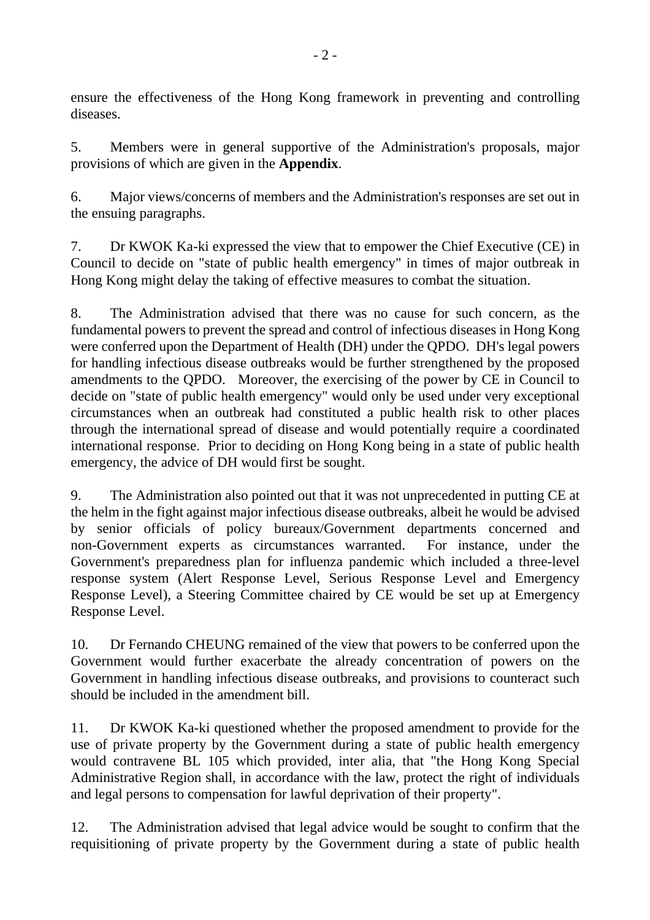ensure the effectiveness of the Hong Kong framework in preventing and controlling diseases.

5. Members were in general supportive of the Administration's proposals, major provisions of which are given in the **Appendix**.

6. Major views/concerns of members and the Administration's responses are set out in the ensuing paragraphs.

7. Dr KWOK Ka-ki expressed the view that to empower the Chief Executive (CE) in Council to decide on "state of public health emergency" in times of major outbreak in Hong Kong might delay the taking of effective measures to combat the situation.

8. The Administration advised that there was no cause for such concern, as the fundamental powers to prevent the spread and control of infectious diseases in Hong Kong were conferred upon the Department of Health (DH) under the QPDO. DH's legal powers for handling infectious disease outbreaks would be further strengthened by the proposed amendments to the QPDO. Moreover, the exercising of the power by CE in Council to decide on "state of public health emergency" would only be used under very exceptional circumstances when an outbreak had constituted a public health risk to other places through the international spread of disease and would potentially require a coordinated international response. Prior to deciding on Hong Kong being in a state of public health emergency, the advice of DH would first be sought.

9. The Administration also pointed out that it was not unprecedented in putting CE at the helm in the fight against major infectious disease outbreaks, albeit he would be advised by senior officials of policy bureaux/Government departments concerned and non-Government experts as circumstances warranted. For instance, under the Government's preparedness plan for influenza pandemic which included a three-level response system (Alert Response Level, Serious Response Level and Emergency Response Level), a Steering Committee chaired by CE would be set up at Emergency Response Level.

10. Dr Fernando CHEUNG remained of the view that powers to be conferred upon the Government would further exacerbate the already concentration of powers on the Government in handling infectious disease outbreaks, and provisions to counteract such should be included in the amendment bill.

11. Dr KWOK Ka-ki questioned whether the proposed amendment to provide for the use of private property by the Government during a state of public health emergency would contravene BL 105 which provided, inter alia, that "the Hong Kong Special Administrative Region shall, in accordance with the law, protect the right of individuals and legal persons to compensation for lawful deprivation of their property".

12. The Administration advised that legal advice would be sought to confirm that the requisitioning of private property by the Government during a state of public health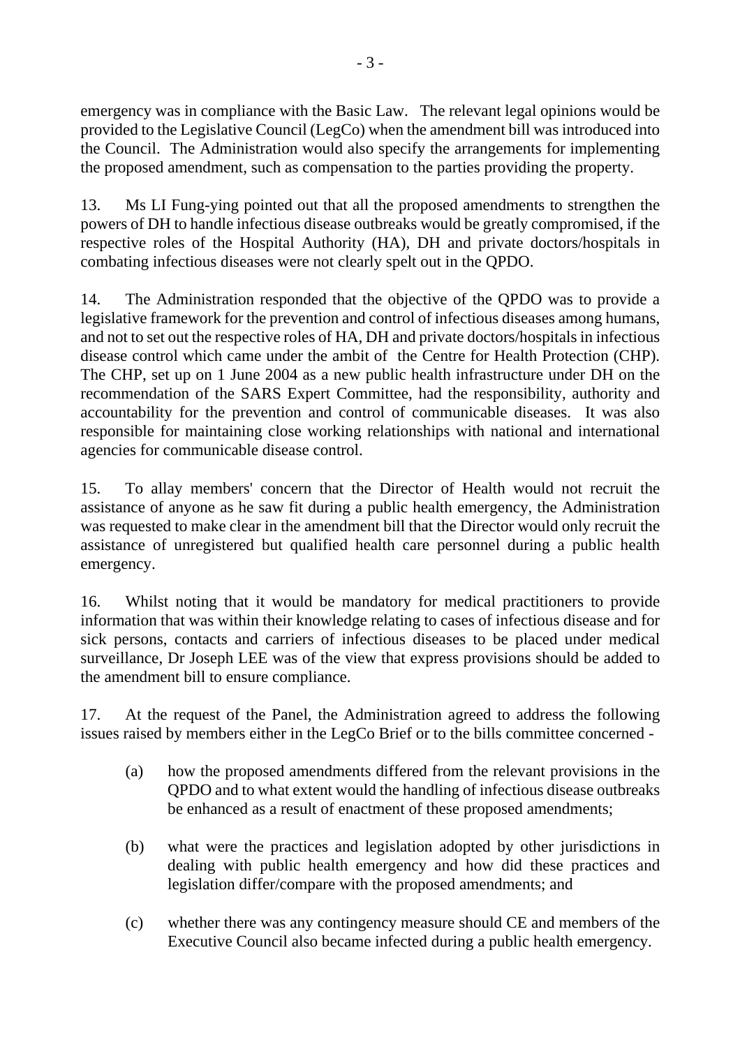emergency was in compliance with the Basic Law. The relevant legal opinions would be provided to the Legislative Council (LegCo) when the amendment bill was introduced into the Council. The Administration would also specify the arrangements for implementing the proposed amendment, such as compensation to the parties providing the property.

13. Ms LI Fung-ying pointed out that all the proposed amendments to strengthen the powers of DH to handle infectious disease outbreaks would be greatly compromised, if the respective roles of the Hospital Authority (HA), DH and private doctors/hospitals in combating infectious diseases were not clearly spelt out in the QPDO.

14. The Administration responded that the objective of the QPDO was to provide a legislative framework for the prevention and control of infectious diseases among humans, and not to set out the respective roles of HA, DH and private doctors/hospitals in infectious disease control which came under the ambit of the Centre for Health Protection (CHP). The CHP, set up on 1 June 2004 as a new public health infrastructure under DH on the recommendation of the SARS Expert Committee, had the responsibility, authority and accountability for the prevention and control of communicable diseases. It was also responsible for maintaining close working relationships with national and international agencies for communicable disease control.

15. To allay members' concern that the Director of Health would not recruit the assistance of anyone as he saw fit during a public health emergency, the Administration was requested to make clear in the amendment bill that the Director would only recruit the assistance of unregistered but qualified health care personnel during a public health emergency.

16. Whilst noting that it would be mandatory for medical practitioners to provide information that was within their knowledge relating to cases of infectious disease and for sick persons, contacts and carriers of infectious diseases to be placed under medical surveillance, Dr Joseph LEE was of the view that express provisions should be added to the amendment bill to ensure compliance.

17. At the request of the Panel, the Administration agreed to address the following issues raised by members either in the LegCo Brief or to the bills committee concerned -

(a) how the proposed amendments differed from the relevant provisions in the QPDO and to what extent would the handling of infectious disease outbreaks be enhanced as a result of enactment of these proposed amendments;

(b) what were the practices and legislation adopted by other jurisdictions in dealing with public health emergency and how did these practices and legislation differ/compare with the proposed amendments; and

(c) whether there was any contingency measure should CE and members of the Executive Council also became infected during a public health emergency.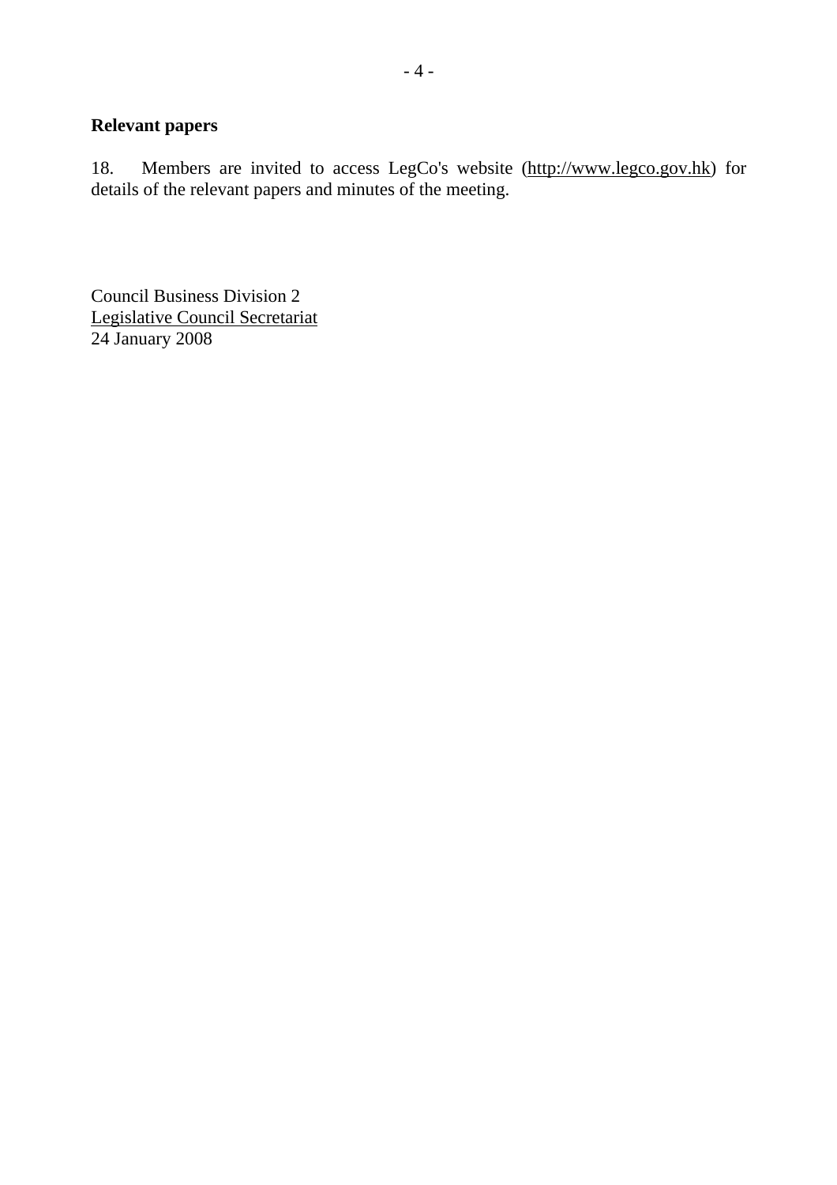**Relevant papers**

18. Members are invited to access LegCo's website (http://www.legco.gov.hk) for details of the relevant papers and minutes of the meeting.

Council Business Division 2
Legislative Council Secretariat
24 January 2008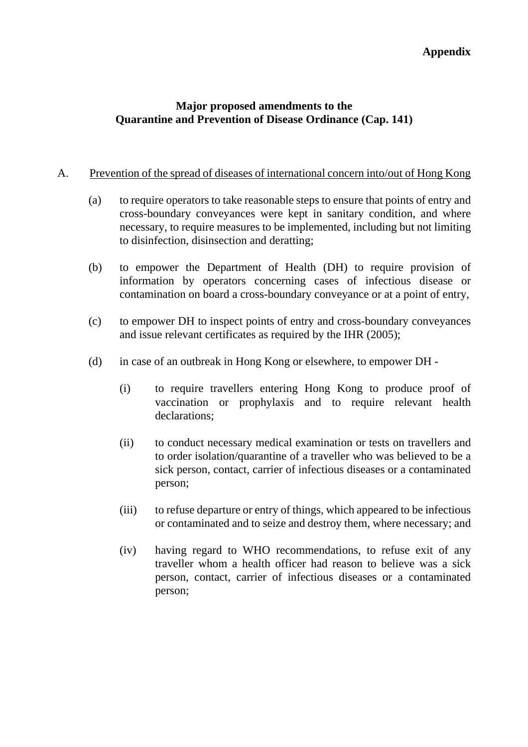**Appendix**

## Major proposed amendments to the Quarantine and Prevention of Disease Ordinance (Cap. 141)

A. Prevention of the spread of diseases of international concern into/out of Hong Kong

(a) to require operators to take reasonable steps to ensure that points of entry and cross-boundary conveyances were kept in sanitary condition, and where necessary, to require measures to be implemented, including but not limiting to disinfection, disinsection and deratting;

(b) to empower the Department of Health (DH) to require provision of information by operators concerning cases of infectious disease or contamination on board a cross-boundary conveyance or at a point of entry,

(c) to empower DH to inspect points of entry and cross-boundary conveyances and issue relevant certificates as required by the IHR (2005);

(d) in case of an outbreak in Hong Kong or elsewhere, to empower DH -

   (i) to require travellers entering Hong Kong to produce proof of vaccination or prophylaxis and to require relevant health declarations;

   (ii) to conduct necessary medical examination or tests on travellers and to order isolation/quarantine of a traveller who was believed to be a sick person, contact, carrier of infectious diseases or a contaminated person;

   (iii) to refuse departure or entry of things, which appeared to be infectious or contaminated and to seize and destroy them, where necessary; and

   (iv) having regard to WHO recommendations, to refuse exit of any traveller whom a health officer had reason to believe was a sick person, contact, carrier of infectious diseases or a contaminated person;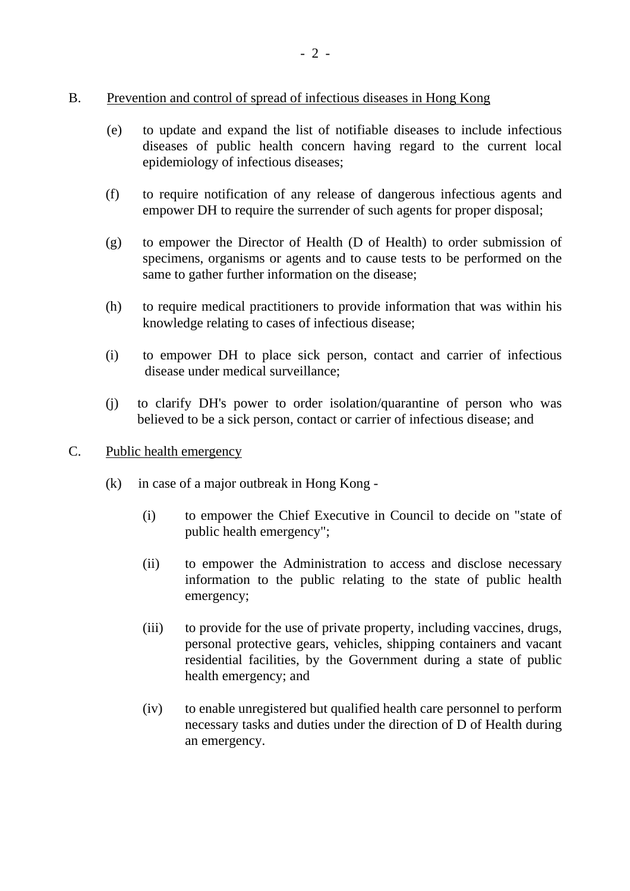B. Prevention and control of spread of infectious diseases in Hong Kong

(e) to update and expand the list of notifiable diseases to include infectious diseases of public health concern having regard to the current local epidemiology of infectious diseases;

(f) to require notification of any release of dangerous infectious agents and empower DH to require the surrender of such agents for proper disposal;

(g) to empower the Director of Health (D of Health) to order submission of specimens, organisms or agents and to cause tests to be performed on the same to gather further information on the disease;

(h) to require medical practitioners to provide information that was within his knowledge relating to cases of infectious disease;

(i) to empower DH to place sick person, contact and carrier of infectious disease under medical surveillance;

(j) to clarify DH's power to order isolation/quarantine of person who was believed to be a sick person, contact or carrier of infectious disease; and

C. Public health emergency

(k) in case of a major outbreak in Hong Kong -

(i) to empower the Chief Executive in Council to decide on "state of public health emergency";

(ii) to empower the Administration to access and disclose necessary information to the public relating to the state of public health emergency;

(iii) to provide for the use of private property, including vaccines, drugs, personal protective gears, vehicles, shipping containers and vacant residential facilities, by the Government during a state of public health emergency; and

(iv) to enable unregistered but qualified health care personnel to perform necessary tasks and duties under the direction of D of Health during an emergency.